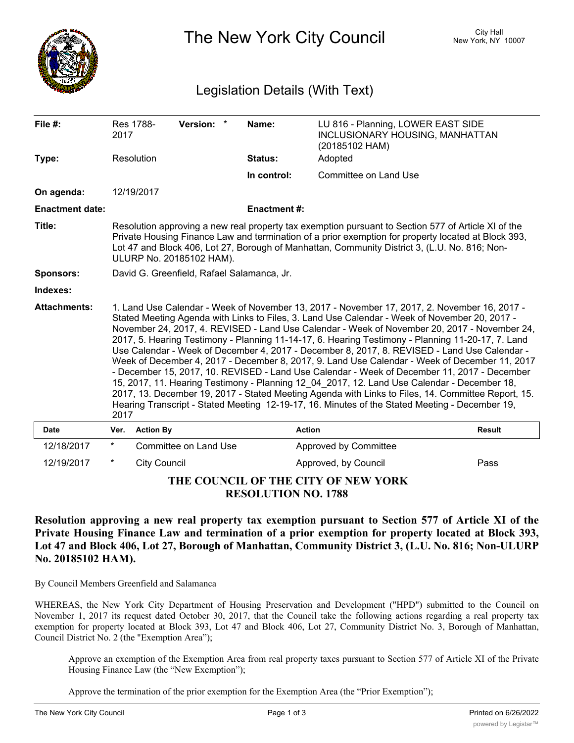# The New York City Council

City Hall
New York, NY 10007

## Legislation Details (With Text)

| | | | |
|---|---|---|---|
| **File #:** | Res 1788-2017 **Version:** * | **Name:** | LU 816 - Planning, LOWER EAST SIDE INCLUSIONARY HOUSING, MANHATTAN (20185102 HAM) |
| **Type:** | Resolution | **Status:** | Adopted |
| | | **In control:** | Committee on Land Use |
| **On agenda:** | 12/19/2017 | | |
| **Enactment date:** | | **Enactment #:** | |

**Title:** Resolution approving a new real property tax exemption pursuant to Section 577 of Article XI of the Private Housing Finance Law and termination of a prior exemption for property located at Block 393, Lot 47 and Block 406, Lot 27, Borough of Manhattan, Community District 3, (L.U. No. 816; Non-ULURP No. 20185102 HAM).

**Sponsors:** David G. Greenfield, Rafael Salamanca, Jr.

**Indexes:**

**Attachments:** 1. Land Use Calendar - Week of November 13, 2017 - November 17, 2017, 2. November 16, 2017 - Stated Meeting Agenda with Links to Files, 3. Land Use Calendar - Week of November 20, 2017 - November 24, 2017, 4. REVISED - Land Use Calendar - Week of November 20, 2017 - November 24, 2017, 5. Hearing Testimony - Planning 11-14-17, 6. Hearing Testimony - Planning 11-20-17, 7. Land Use Calendar - Week of December 4, 2017 - December 8, 2017, 8. REVISED - Land Use Calendar - Week of December 4, 2017 - December 8, 2017, 9. Land Use Calendar - Week of December 11, 2017 - December 15, 2017, 10. REVISED - Land Use Calendar - Week of December 11, 2017 - December 15, 2017, 11. Hearing Testimony - Planning 12_04_2017, 12. Land Use Calendar - December 18, 2017, 13. December 19, 2017 - Stated Meeting Agenda with Links to Files, 14. Committee Report, 15. Hearing Transcript - Stated Meeting 12-19-17, 16. Minutes of the Stated Meeting - December 19, 2017

| Date | Ver. | Action By | Action | Result |
|---|---|---|---|---|
| 12/18/2017 | * | Committee on Land Use | Approved by Committee | |
| 12/19/2017 | * | City Council | Approved, by Council | Pass |

**THE COUNCIL OF THE CITY OF NEW YORK**
**RESOLUTION NO. 1788**

**Resolution approving a new real property tax exemption pursuant to Section 577 of Article XI of the Private Housing Finance Law and termination of a prior exemption for property located at Block 393, Lot 47 and Block 406, Lot 27, Borough of Manhattan, Community District 3, (L.U. No. 816; Non-ULURP No. 20185102 HAM).**

By Council Members Greenfield and Salamanca

WHEREAS, the New York City Department of Housing Preservation and Development ("HPD") submitted to the Council on November 1, 2017 its request dated October 30, 2017, that the Council take the following actions regarding a real property tax exemption for property located at Block 393, Lot 47 and Block 406, Lot 27, Community District No. 3, Borough of Manhattan, Council District No. 2 (the "Exemption Area");

Approve an exemption of the Exemption Area from real property taxes pursuant to Section 577 of Article XI of the Private Housing Finance Law (the "New Exemption");

Approve the termination of the prior exemption for the Exemption Area (the "Prior Exemption");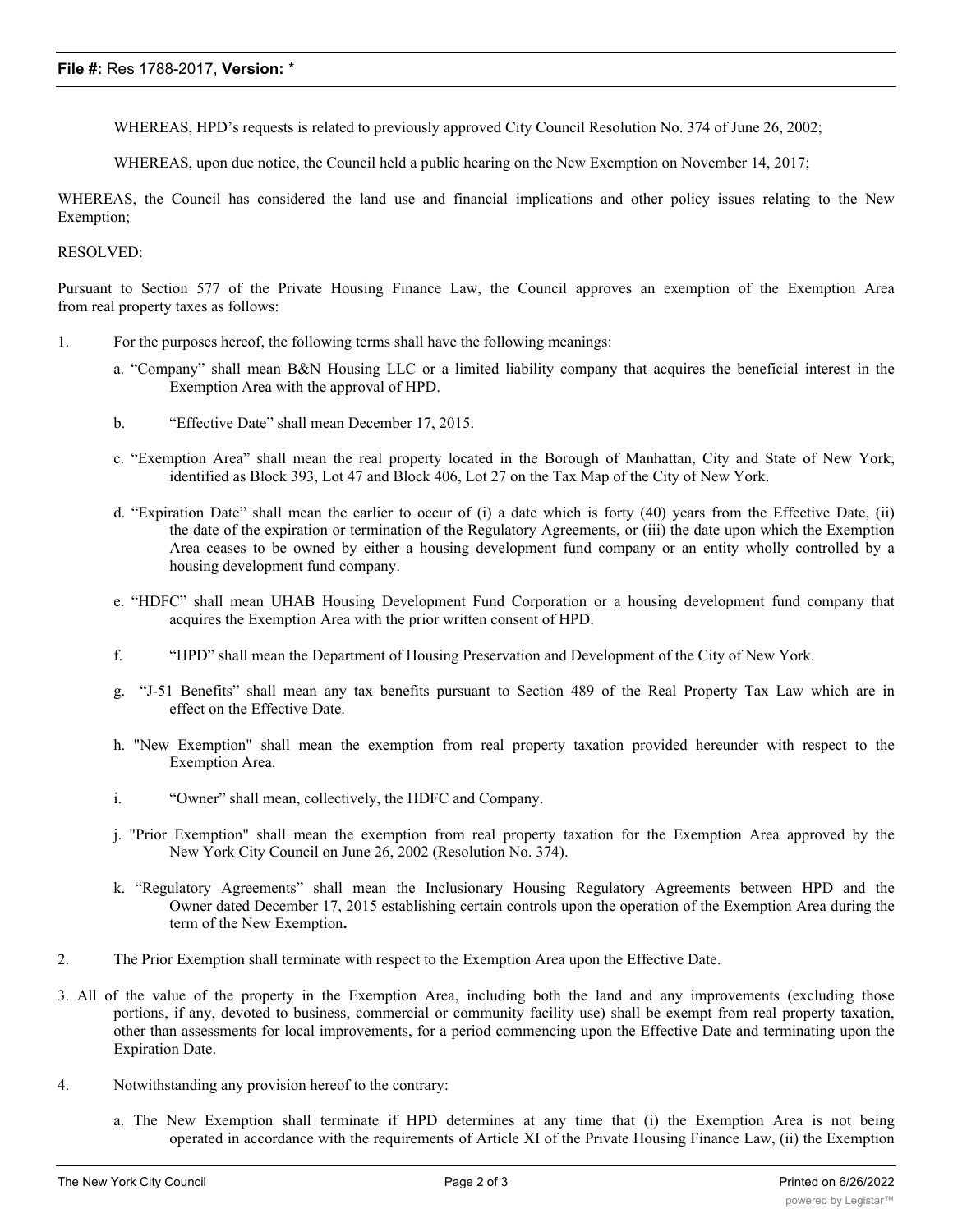WHEREAS, HPD's requests is related to previously approved City Council Resolution No. 374 of June 26, 2002;

WHEREAS, upon due notice, the Council held a public hearing on the New Exemption on November 14, 2017;

WHEREAS, the Council has considered the land use and financial implications and other policy issues relating to the New Exemption;

RESOLVED:

Pursuant to Section 577 of the Private Housing Finance Law, the Council approves an exemption of the Exemption Area from real property taxes as follows:

1. For the purposes hereof, the following terms shall have the following meanings:

   a. "Company" shall mean B&N Housing LLC or a limited liability company that acquires the beneficial interest in the Exemption Area with the approval of HPD.

   b. "Effective Date" shall mean December 17, 2015.

   c. "Exemption Area" shall mean the real property located in the Borough of Manhattan, City and State of New York, identified as Block 393, Lot 47 and Block 406, Lot 27 on the Tax Map of the City of New York.

   d. "Expiration Date" shall mean the earlier to occur of (i) a date which is forty (40) years from the Effective Date, (ii) the date of the expiration or termination of the Regulatory Agreements, or (iii) the date upon which the Exemption Area ceases to be owned by either a housing development fund company or an entity wholly controlled by a housing development fund company.

   e. "HDFC" shall mean UHAB Housing Development Fund Corporation or a housing development fund company that acquires the Exemption Area with the prior written consent of HPD.

   f. "HPD" shall mean the Department of Housing Preservation and Development of the City of New York.

   g. "J-51 Benefits" shall mean any tax benefits pursuant to Section 489 of the Real Property Tax Law which are in effect on the Effective Date.

   h. "New Exemption" shall mean the exemption from real property taxation provided hereunder with respect to the Exemption Area.

   i. "Owner" shall mean, collectively, the HDFC and Company.

   j. "Prior Exemption" shall mean the exemption from real property taxation for the Exemption Area approved by the New York City Council on June 26, 2002 (Resolution No. 374).

   k. "Regulatory Agreements" shall mean the Inclusionary Housing Regulatory Agreements between HPD and the Owner dated December 17, 2015 establishing certain controls upon the operation of the Exemption Area during the term of the New Exemption**.**

2. The Prior Exemption shall terminate with respect to the Exemption Area upon the Effective Date.

3. All of the value of the property in the Exemption Area, including both the land and any improvements (excluding those portions, if any, devoted to business, commercial or community facility use) shall be exempt from real property taxation, other than assessments for local improvements, for a period commencing upon the Effective Date and terminating upon the Expiration Date.

4. Notwithstanding any provision hereof to the contrary:

   a. The New Exemption shall terminate if HPD determines at any time that (i) the Exemption Area is not being operated in accordance with the requirements of Article XI of the Private Housing Finance Law, (ii) the Exemption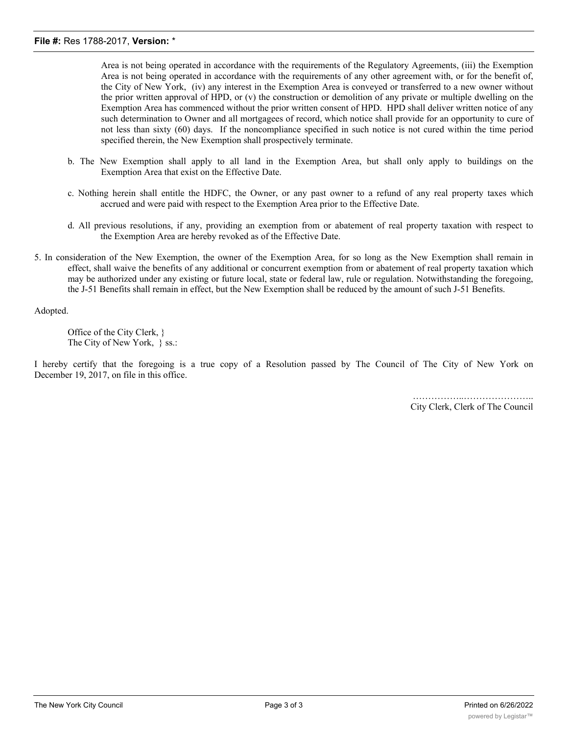Area is not being operated in accordance with the requirements of the Regulatory Agreements, (iii) the Exemption Area is not being operated in accordance with the requirements of any other agreement with, or for the benefit of, the City of New York, (iv) any interest in the Exemption Area is conveyed or transferred to a new owner without the prior written approval of HPD, or (v) the construction or demolition of any private or multiple dwelling on the Exemption Area has commenced without the prior written consent of HPD. HPD shall deliver written notice of any such determination to Owner and all mortgagees of record, which notice shall provide for an opportunity to cure of not less than sixty (60) days. If the noncompliance specified in such notice is not cured within the time period specified therein, the New Exemption shall prospectively terminate.

b. The New Exemption shall apply to all land in the Exemption Area, but shall only apply to buildings on the Exemption Area that exist on the Effective Date.

c. Nothing herein shall entitle the HDFC, the Owner, or any past owner to a refund of any real property taxes which accrued and were paid with respect to the Exemption Area prior to the Effective Date.

d. All previous resolutions, if any, providing an exemption from or abatement of real property taxation with respect to the Exemption Area are hereby revoked as of the Effective Date.

5. In consideration of the New Exemption, the owner of the Exemption Area, for so long as the New Exemption shall remain in effect, shall waive the benefits of any additional or concurrent exemption from or abatement of real property taxation which may be authorized under any existing or future local, state or federal law, rule or regulation. Notwithstanding the foregoing, the J-51 Benefits shall remain in effect, but the New Exemption shall be reduced by the amount of such J-51 Benefits.

Adopted.

Office of the City Clerk, }
The City of New York, } ss.:

I hereby certify that the foregoing is a true copy of a Resolution passed by The Council of The City of New York on December 19, 2017, on file in this office.

……………..…………………..
City Clerk, Clerk of The Council